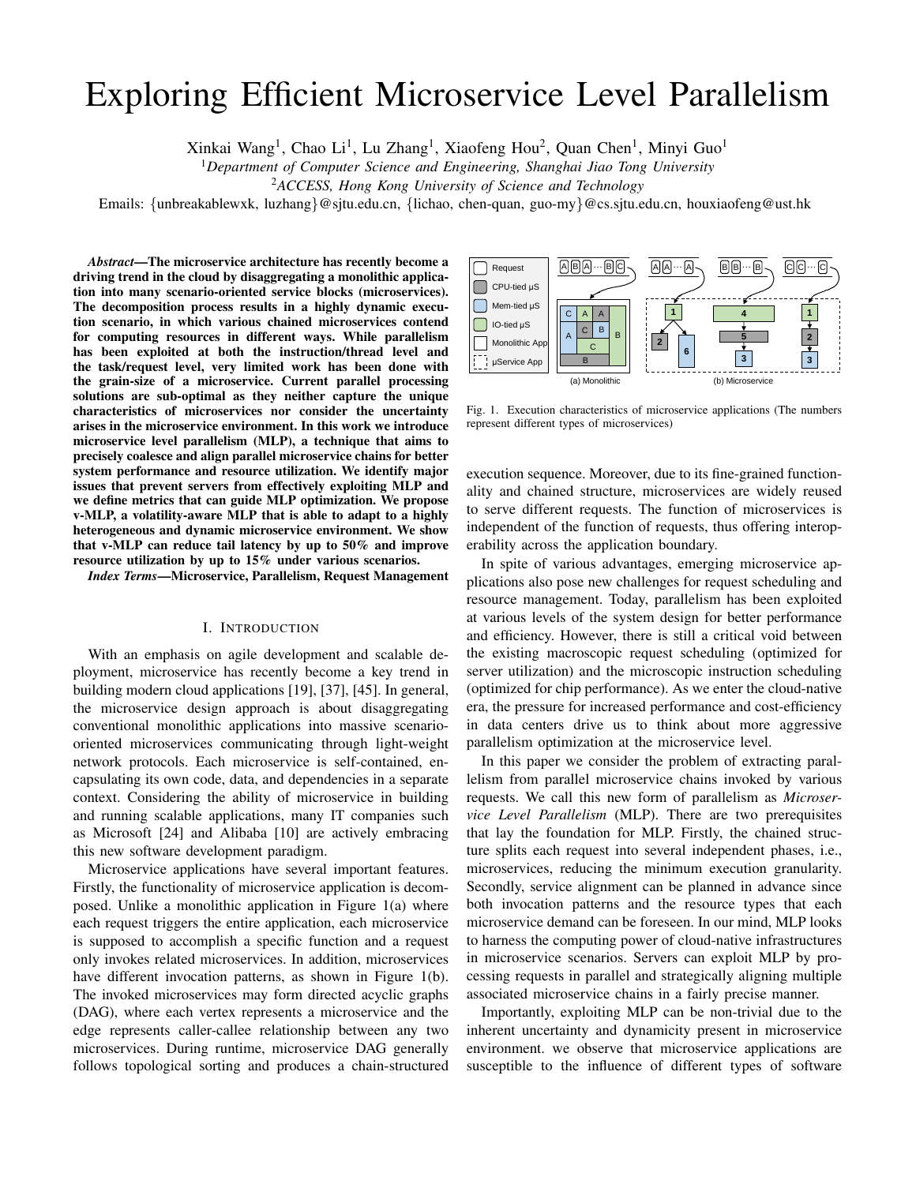# Exploring Efficient Microservice Level Parallelism

Xinkai Wang[1], Chao Li[1], Lu Zhang[1], Xiaofeng Hou[2], Quan Chen[1], Minyi Guo[1]

[1]*Department of Computer Science and Engineering, Shanghai Jiao Tong University*

[2]*ACCESS, Hong Kong University of Science and Technology*

Emails: {unbreakablewxk, luzhang}@sjtu.edu.cn, {lichao, chen-quan, guo-my}@cs.sjtu.edu.cn, houxiaofeng@ust.hk

***Abstract*—The microservice architecture has recently become a driving trend in the cloud by disaggregating a monolithic application into many scenario-oriented service blocks (microservices). The decomposition process results in a highly dynamic execution scenario, in which various chained microservices contend for computing resources in different ways. While parallelism has been exploited at both the instruction/thread level and the task/request level, very limited work has been done with the grain-size of a microservice. Current parallel processing solutions are sub-optimal as they neither capture the unique characteristics of microservices nor consider the uncertainty arises in the microservice environment. In this work we introduce microservice level parallelism (MLP), a technique that aims to precisely coalesce and align parallel microservice chains for better system performance and resource utilization. We identify major issues that prevent servers from effectively exploiting MLP and we define metrics that can guide MLP optimization. We propose v-MLP, a volatility-aware MLP that is able to adapt to a highly heterogeneous and dynamic microservice environment. We show that v-MLP can reduce tail latency by up to 50% and improve resource utilization by up to 15% under various scenarios.**

***Index Terms*—Microservice, Parallelism, Request Management**

## I. Introduction

With an emphasis on agile development and scalable deployment, microservice has recently become a key trend in building modern cloud applications [19], [37], [45]. In general, the microservice design approach is about disaggregating conventional monolithic applications into massive scenario-oriented microservices communicating through light-weight network protocols. Each microservice is self-contained, encapsulating its own code, data, and dependencies in a separate context. Considering the ability of microservice in building and running scalable applications, many IT companies such as Microsoft [24] and Alibaba [10] are actively embracing this new software development paradigm.

Microservice applications have several important features. Firstly, the functionality of microservice application is decomposed. Unlike a monolithic application in Figure 1(a) where each request triggers the entire application, each microservice is supposed to accomplish a specific function and a request only invokes related microservices. In addition, microservices have different invocation patterns, as shown in Figure 1(b). The invoked microservices may form directed acyclic graphs (DAG), where each vertex represents a microservice and the edge represents caller-callee relationship between any two microservices. During runtime, microservice DAG generally follows topological sorting and produces a chain-structured execution sequence. Moreover, due to its fine-grained functionality and chained structure, microservices are widely reused to serve different requests. The function of microservices is independent of the function of requests, thus offering interoperability across the application boundary.

Fig. 1. Execution characteristics of microservice applications (The numbers represent different types of microservices)

In spite of various advantages, emerging microservice applications also pose new challenges for request scheduling and resource management. Today, parallelism has been exploited at various levels of the system design for better performance and efficiency. However, there is still a critical void between the existing macroscopic request scheduling (optimized for server utilization) and the microscopic instruction scheduling (optimized for chip performance). As we enter the cloud-native era, the pressure for increased performance and cost-efficiency in data centers drive us to think about more aggressive parallelism optimization at the microservice level.

In this paper we consider the problem of extracting parallelism from parallel microservice chains invoked by various requests. We call this new form of parallelism as *Microservice Level Parallelism* (MLP). There are two prerequisites that lay the foundation for MLP. Firstly, the chained structure splits each request into several independent phases, i.e., microservices, reducing the minimum execution granularity. Secondly, service alignment can be planned in advance since both invocation patterns and the resource types that each microservice demand can be foreseen. In our mind, MLP looks to harness the computing power of cloud-native infrastructures in microservice scenarios. Servers can exploit MLP by processing requests in parallel and strategically aligning multiple associated microservice chains in a fairly precise manner.

Importantly, exploiting MLP can be non-trivial due to the inherent uncertainty and dynamicity present in microservice environment. we observe that microservice applications are susceptible to the influence of different types of software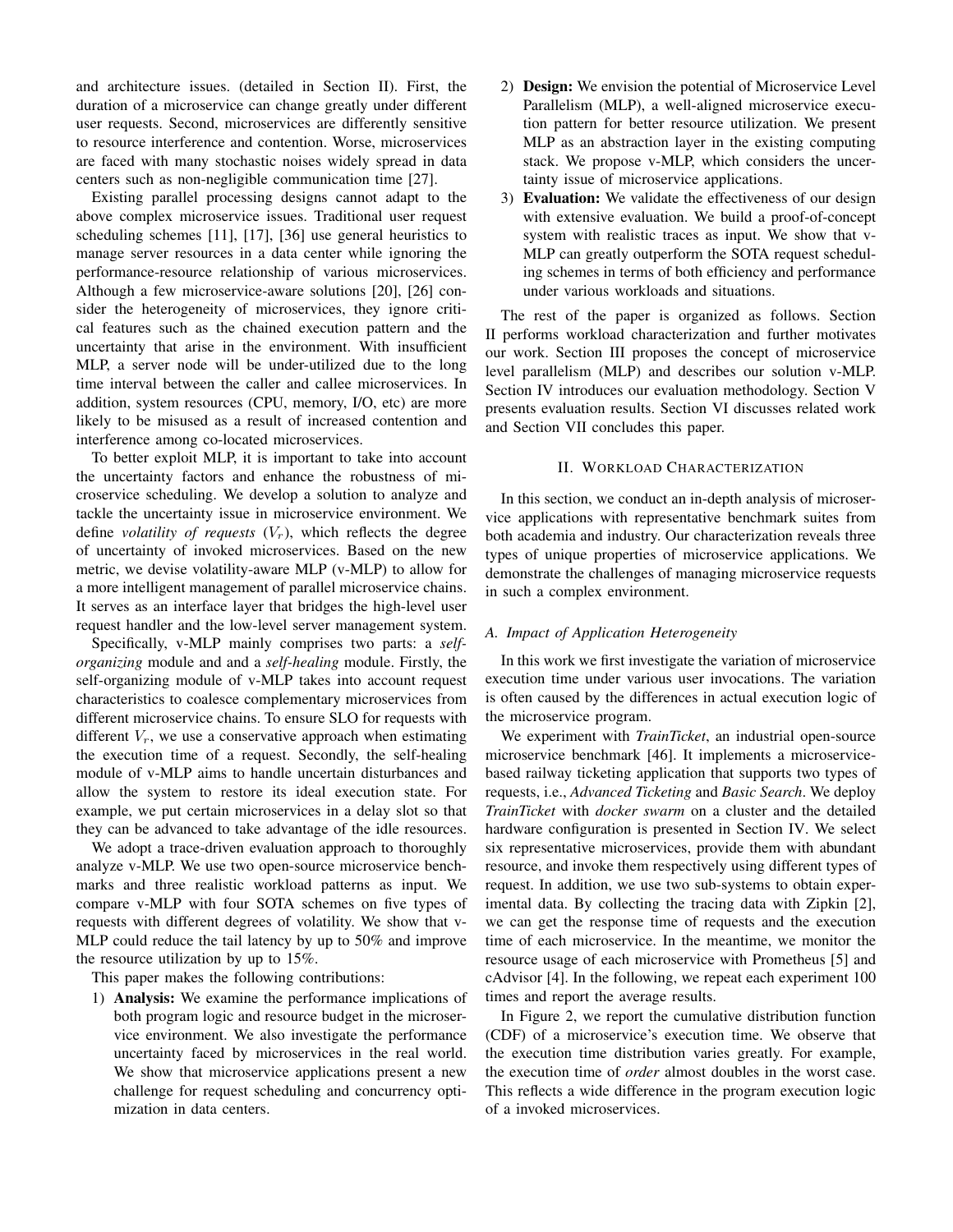and architecture issues. (detailed in Section II). First, the duration of a microservice can change greatly under different user requests. Second, microservices are differently sensitive to resource interference and contention. Worse, microservices are faced with many stochastic noises widely spread in data centers such as non-negligible communication time [27].

Existing parallel processing designs cannot adapt to the above complex microservice issues. Traditional user request scheduling schemes [11], [17], [36] use general heuristics to manage server resources in a data center while ignoring the performance-resource relationship of various microservices. Although a few microservice-aware solutions [20], [26] consider the heterogeneity of microservices, they ignore critical features such as the chained execution pattern and the uncertainty that arise in the environment. With insufficient MLP, a server node will be under-utilized due to the long time interval between the caller and callee microservices. In addition, system resources (CPU, memory, I/O, etc) are more likely to be misused as a result of increased contention and interference among co-located microservices.

To better exploit MLP, it is important to take into account the uncertainty factors and enhance the robustness of microservice scheduling. We develop a solution to analyze and tackle the uncertainty issue in microservice environment. We define *volatility of requests* ($V_r$), which reflects the degree of uncertainty of invoked microservices. Based on the new metric, we devise volatility-aware MLP (v-MLP) to allow for a more intelligent management of parallel microservice chains. It serves as an interface layer that bridges the high-level user request handler and the low-level server management system.

Specifically, v-MLP mainly comprises two parts: a *self-organizing* module and and a *self-healing* module. Firstly, the self-organizing module of v-MLP takes into account request characteristics to coalesce complementary microservices from different microservice chains. To ensure SLO for requests with different $V_r$, we use a conservative approach when estimating the execution time of a request. Secondly, the self-healing module of v-MLP aims to handle uncertain disturbances and allow the system to restore its ideal execution state. For example, we put certain microservices in a delay slot so that they can be advanced to take advantage of the idle resources.

We adopt a trace-driven evaluation approach to thoroughly analyze v-MLP. We use two open-source microservice benchmarks and three realistic workload patterns as input. We compare v-MLP with four SOTA schemes on five types of requests with different degrees of volatility. We show that v-MLP could reduce the tail latency by up to 50% and improve the resource utilization by up to 15%.

This paper makes the following contributions:

1) **Analysis:** We examine the performance implications of both program logic and resource budget in the microservice environment. We also investigate the performance uncertainty faced by microservices in the real world. We show that microservice applications present a new challenge for request scheduling and concurrency optimization in data centers.
2) **Design:** We envision the potential of Microservice Level Parallelism (MLP), a well-aligned microservice execution pattern for better resource utilization. We present MLP as an abstraction layer in the existing computing stack. We propose v-MLP, which considers the uncertainty issue of microservice applications.
3) **Evaluation:** We validate the effectiveness of our design with extensive evaluation. We build a proof-of-concept system with realistic traces as input. We show that v-MLP can greatly outperform the SOTA request scheduling schemes in terms of both efficiency and performance under various workloads and situations.

The rest of the paper is organized as follows. Section II performs workload characterization and further motivates our work. Section III proposes the concept of microservice level parallelism (MLP) and describes our solution v-MLP. Section IV introduces our evaluation methodology. Section V presents evaluation results. Section VI discusses related work and Section VII concludes this paper.

## II. Workload Characterization

In this section, we conduct an in-depth analysis of microservice applications with representative benchmark suites from both academia and industry. Our characterization reveals three types of unique properties of microservice applications. We demonstrate the challenges of managing microservice requests in such a complex environment.

### A. Impact of Application Heterogeneity

In this work we first investigate the variation of microservice execution time under various user invocations. The variation is often caused by the differences in actual execution logic of the microservice program.

We experiment with *TrainTicket*, an industrial open-source microservice benchmark [46]. It implements a microservice-based railway ticketing application that supports two types of requests, i.e., *Advanced Ticketing* and *Basic Search*. We deploy *TrainTicket* with *docker swarm* on a cluster and the detailed hardware configuration is presented in Section IV. We select six representative microservices, provide them with abundant resource, and invoke them respectively using different types of request. In addition, we use two sub-systems to obtain experimental data. By collecting the tracing data with Zipkin [2], we can get the response time of requests and the execution time of each microservice. In the meantime, we monitor the resource usage of each microservice with Prometheus [5] and cAdvisor [4]. In the following, we repeat each experiment 100 times and report the average results.

In Figure 2, we report the cumulative distribution function (CDF) of a microservice's execution time. We observe that the execution time distribution varies greatly. For example, the execution time of *order* almost doubles in the worst case. This reflects a wide difference in the program execution logic of a invoked microservices.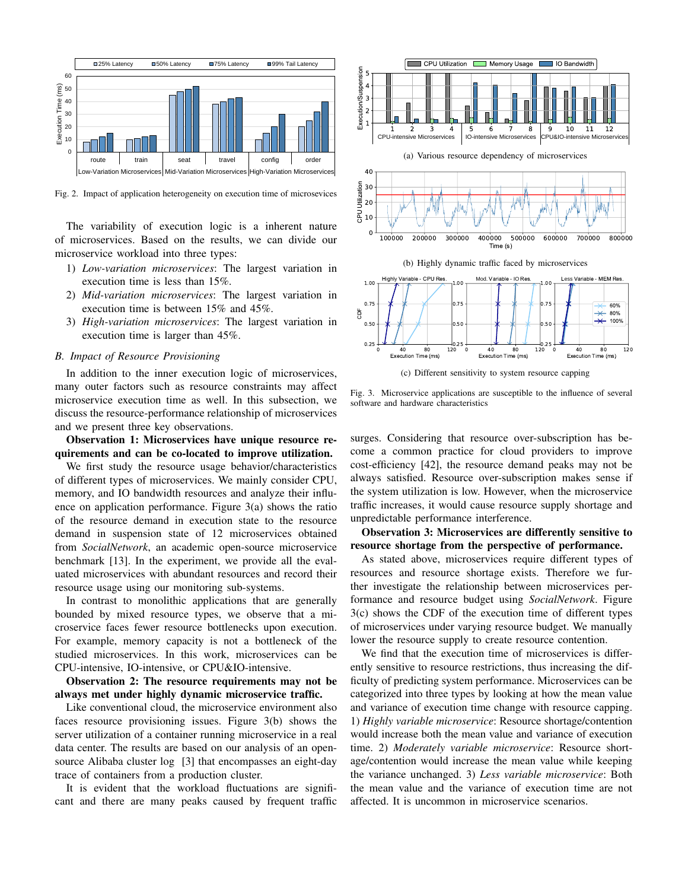Fig. 2. Impact of application heterogeneity on execution time of microsevices

The variability of execution logic is a inherent nature of microservices. Based on the results, we can divide our microservice workload into three types:

1) *Low-variation microservices*: The largest variation in execution time is less than 15%.
2) *Mid-variation microservices*: The largest variation in execution time is between 15% and 45%.
3) *High-variation microservices*: The largest variation in execution time is larger than 45%.

### *B. Impact of Resource Provisioning*

In addition to the inner execution logic of microservices, many outer factors such as resource constraints may affect microservice execution time as well. In this subsection, we discuss the resource-performance relationship of microservices and we present three key observations.

**Observation 1: Microservices have unique resource requirements and can be co-located to improve utilization.**

We first study the resource usage behavior/characteristics of different types of microservices. We mainly consider CPU, memory, and IO bandwidth resources and analyze their influence on application performance. Figure 3(a) shows the ratio of the resource demand in execution state to the resource demand in suspension state of 12 microservices obtained from *SocialNetwork*, an academic open-source microservice benchmark [13]. In the experiment, we provide all the evaluated microservices with abundant resources and record their resource usage using our monitoring sub-systems.

In contrast to monolithic applications that are generally bounded by mixed resource types, we observe that a microservice faces fewer resource bottlenecks upon execution. For example, memory capacity is not a bottleneck of the studied microservices. In this work, microservices can be CPU-intensive, IO-intensive, or CPU&IO-intensive.

**Observation 2: The resource requirements may not be always met under highly dynamic microservice traffic.**

Like conventional cloud, the microservice environment also faces resource provisioning issues. Figure 3(b) shows the server utilization of a container running microservice in a real data center. The results are based on our analysis of an open-source Alibaba cluster log [3] that encompasses an eight-day trace of containers from a production cluster.

It is evident that the workload fluctuations are significant and there are many peaks caused by frequent traffic surges. Considering that resource over-subscription has become a common practice for cloud providers to improve cost-efficiency [42], the resource demand peaks may not be always satisfied. Resource over-subscription makes sense if the system utilization is low. However, when the microservice traffic increases, it would cause resource supply shortage and unpredictable performance interference.

(a) Various resource dependency of microservices

(b) Highly dynamic traffic faced by microservices

(c) Different sensitivity to system resource capping

Fig. 3. Microservice applications are susceptible to the influence of several software and hardware characteristics

**Observation 3: Microservices are differently sensitive to resource shortage from the perspective of performance.**

As stated above, microservices require different types of resources and resource shortage exists. Therefore we further investigate the relationship between microservices performance and resource budget using *SocialNetwork*. Figure 3(c) shows the CDF of the execution time of different types of microservices under varying resource budget. We manually lower the resource supply to create resource contention.

We find that the execution time of microservices is differently sensitive to resource restrictions, thus increasing the difficulty of predicting system performance. Microservices can be categorized into three types by looking at how the mean value and variance of execution time change with resource capping. 1) *Highly variable microservice*: Resource shortage/contention would increase both the mean value and variance of execution time. 2) *Moderately variable microservice*: Resource shortage/contention would increase the mean value while keeping the variance unchanged. 3) *Less variable microservice*: Both the mean value and the variance of execution time are not affected. It is uncommon in microservice scenarios.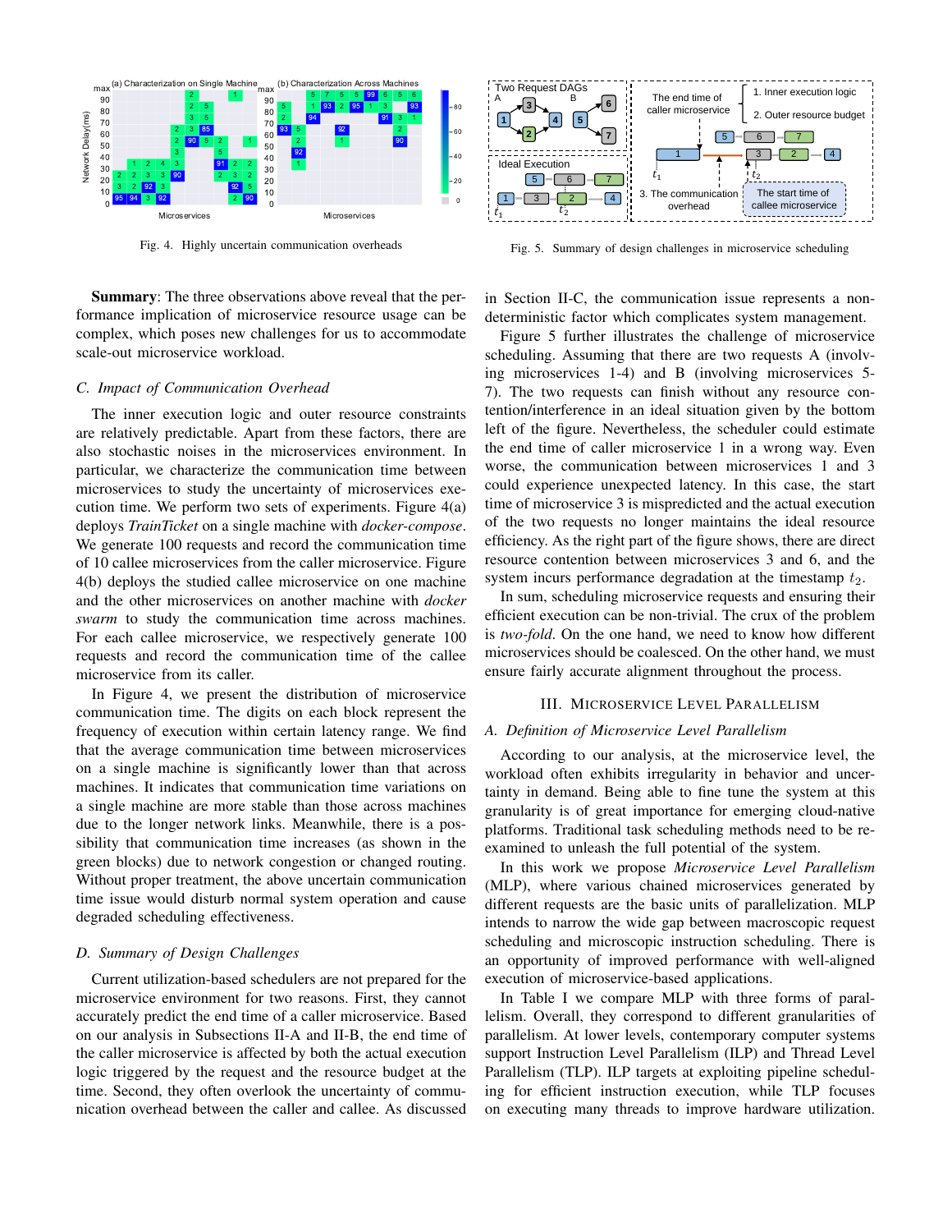Fig. 4. Highly uncertain communication overheads

Fig. 5. Summary of design challenges in microservice scheduling

**Summary**: The three observations above reveal that the performance implication of microservice resource usage can be complex, which poses new challenges for us to accommodate scale-out microservice workload.

### *C. Impact of Communication Overhead*

The inner execution logic and outer resource constraints are relatively predictable. Apart from these factors, there are also stochastic noises in the microservices environment. In particular, we characterize the communication time between microservices to study the uncertainty of microservices execution time. We perform two sets of experiments. Figure 4(a) deploys *TrainTicket* on a single machine with *docker-compose*. We generate 100 requests and record the communication time of 10 callee microservices from the caller microservice. Figure 4(b) deploys the studied callee microservice on one machine and the other microservices on another machine with *docker swarm* to study the communication time across machines. For each callee microservice, we respectively generate 100 requests and record the communication time of the callee microservice from its caller.

In Figure 4, we present the distribution of microservice communication time. The digits on each block represent the frequency of execution within certain latency range. We find that the average communication time between microservices on a single machine is significantly lower than that across machines. It indicates that communication time variations on a single machine are more stable than those across machines due to the longer network links. Meanwhile, there is a possibility that communication time increases (as shown in the green blocks) due to network congestion or changed routing. Without proper treatment, the above uncertain communication time issue would disturb normal system operation and cause degraded scheduling effectiveness.

### *D. Summary of Design Challenges*

Current utilization-based schedulers are not prepared for the microservice environment for two reasons. First, they cannot accurately predict the end time of a caller microservice. Based on our analysis in Subsections II-A and II-B, the end time of the caller microservice is affected by both the actual execution logic triggered by the request and the resource budget at the time. Second, they often overlook the uncertainty of communication overhead between the caller and callee. As discussed in Section II-C, the communication issue represents a non-deterministic factor which complicates system management.

Figure 5 further illustrates the challenge of microservice scheduling. Assuming that there are two requests A (involving microservices 1-4) and B (involving microservices 5-7). The two requests can finish without any resource contention/interference in an ideal situation given by the bottom left of the figure. Nevertheless, the scheduler could estimate the end time of caller microservice 1 in a wrong way. Even worse, the communication between microservices 1 and 3 could experience unexpected latency. In this case, the start time of microservice 3 is mispredicted and the actual execution of the two requests no longer maintains the ideal resource efficiency. As the right part of the figure shows, there are direct resource contention between microservices 3 and 6, and the system incurs performance degradation at the timestamp $t_2$.

In sum, scheduling microservice requests and ensuring their efficient execution can be non-trivial. The crux of the problem is *two-fold*. On the one hand, we need to know how different microservices should be coalesced. On the other hand, we must ensure fairly accurate alignment throughout the process.

## III. Microservice Level Parallelism

### *A. Definition of Microservice Level Parallelism*

According to our analysis, at the microservice level, the workload often exhibits irregularity in behavior and uncertainty in demand. Being able to fine tune the system at this granularity is of great importance for emerging cloud-native platforms. Traditional task scheduling methods need to be re-examined to unleash the full potential of the system.

In this work we propose *Microservice Level Parallelism* (MLP), where various chained microservices generated by different requests are the basic units of parallelization. MLP intends to narrow the wide gap between macroscopic request scheduling and microscopic instruction scheduling. There is an opportunity of improved performance with well-aligned execution of microservice-based applications.

In Table I we compare MLP with three forms of parallelism. Overall, they correspond to different granularities of parallelism. At lower levels, contemporary computer systems support Instruction Level Parallelism (ILP) and Thread Level Parallelism (TLP). ILP targets at exploiting pipeline scheduling for efficient instruction execution, while TLP focuses on executing many threads to improve hardware utilization.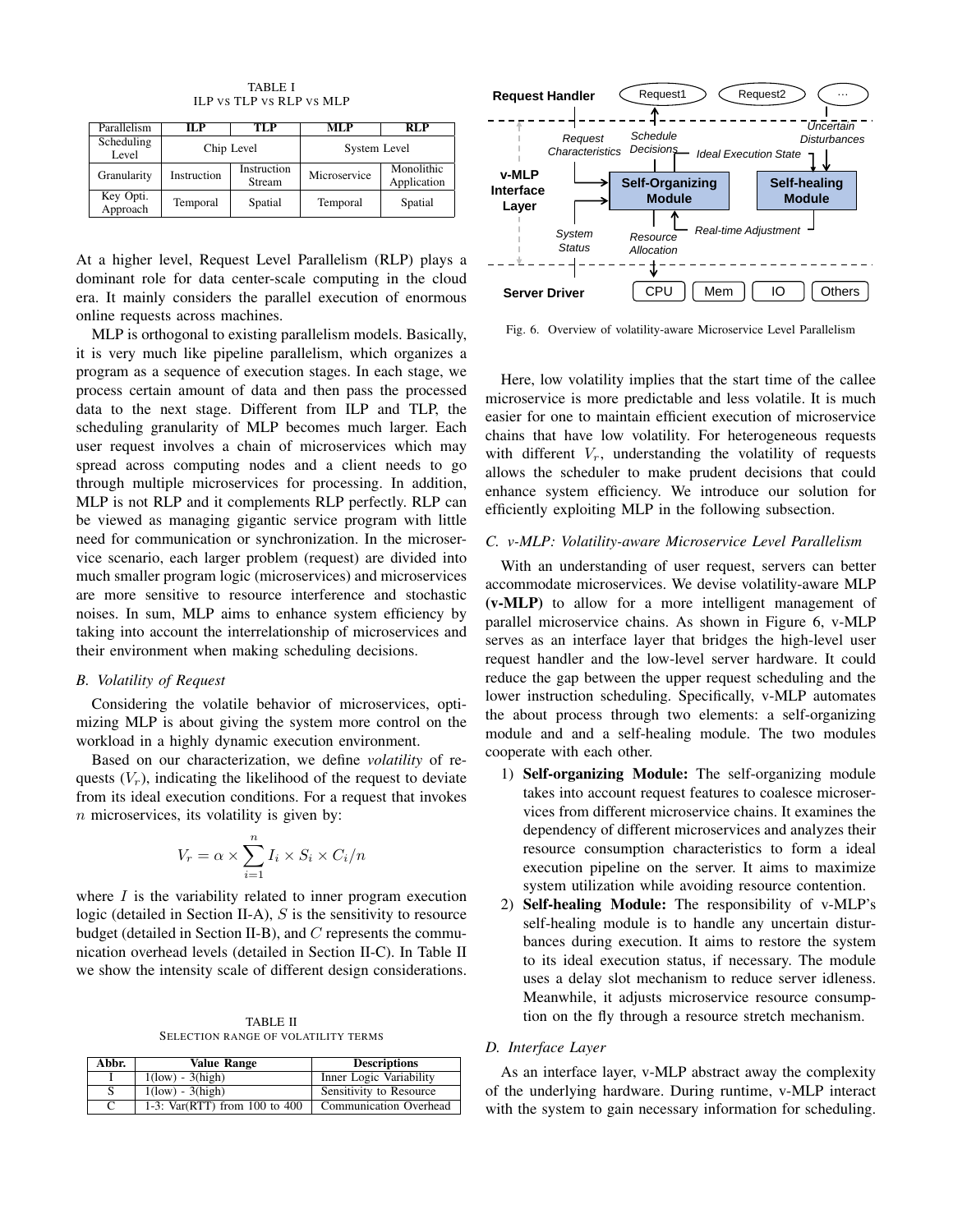TABLE I
ILP VS TLP VS RLP VS MLP

| Parallelism | ILP | TLP | MLP | RLP |
|---|---|---|---|---|
| Scheduling Level | Chip Level | | System Level | |
| Granularity | Instruction | Instruction Stream | Microservice | Monolithic Application |
| Key Opti. Approach | Temporal | Spatial | Temporal | Spatial |

At a higher level, Request Level Parallelism (RLP) plays a dominant role for data center-scale computing in the cloud era. It mainly considers the parallel execution of enormous online requests across machines.

MLP is orthogonal to existing parallelism models. Basically, it is very much like pipeline parallelism, which organizes a program as a sequence of execution stages. In each stage, we process certain amount of data and then pass the processed data to the next stage. Different from ILP and TLP, the scheduling granularity of MLP becomes much larger. Each user request involves a chain of microservices which may spread across computing nodes and a client needs to go through multiple microservices for processing. In addition, MLP is not RLP and it complements RLP perfectly. RLP can be viewed as managing gigantic service program with little need for communication or synchronization. In the microservice scenario, each larger problem (request) are divided into much smaller program logic (microservices) and microservices are more sensitive to resource interference and stochastic noises. In sum, MLP aims to enhance system efficiency by taking into account the interrelationship of microservices and their environment when making scheduling decisions.

### B. Volatility of Request

Considering the volatile behavior of microservices, optimizing MLP is about giving the system more control on the workload in a highly dynamic execution environment.

Based on our characterization, we define *volatility* of requests ($V_r$), indicating the likelihood of the request to deviate from its ideal execution conditions. For a request that invokes $n$ microservices, its volatility is given by:

$$V_r = \alpha \times \sum_{i=1}^{n} I_i \times S_i \times C_i / n$$

where $I$ is the variability related to inner program execution logic (detailed in Section II-A), $S$ is the sensitivity to resource budget (detailed in Section II-B), and $C$ represents the communication overhead levels (detailed in Section II-C). In Table II we show the intensity scale of different design considerations.

TABLE II
SELECTION RANGE OF VOLATILITY TERMS

| Abbr. | Value Range | Descriptions |
|---|---|---|
| I | 1(low) - 3(high) | Inner Logic Variability |
| S | 1(low) - 3(high) | Sensitivity to Resource |
| C | 1-3: Var(RTT) from 100 to 400 | Communication Overhead |

Fig. 6. Overview of volatility-aware Microservice Level Parallelism

Here, low volatility implies that the start time of the callee microservice is more predictable and less volatile. It is much easier for one to maintain efficient execution of microservice chains that have low volatility. For heterogeneous requests with different $V_r$, understanding the volatility of requests allows the scheduler to make prudent decisions that could enhance system efficiency. We introduce our solution for efficiently exploiting MLP in the following subsection.

### C. v-MLP: Volatility-aware Microservice Level Parallelism

With an understanding of user request, servers can better accommodate microservices. We devise volatility-aware MLP **(v-MLP)** to allow for a more intelligent management of parallel microservice chains. As shown in Figure 6, v-MLP serves as an interface layer that bridges the high-level user request handler and the low-level server hardware. It could reduce the gap between the upper request scheduling and the lower instruction scheduling. Specifically, v-MLP automates the about process through two elements: a self-organizing module and and a self-healing module. The two modules cooperate with each other.

1) **Self-organizing Module:** The self-organizing module takes into account request features to coalesce microservices from different microservice chains. It examines the dependency of different microservices and analyzes their resource consumption characteristics to form a ideal execution pipeline on the server. It aims to maximize system utilization while avoiding resource contention.
2) **Self-healing Module:** The responsibility of v-MLP's self-healing module is to handle any uncertain disturbances during execution. It aims to restore the system to its ideal execution status, if necessary. The module uses a delay slot mechanism to reduce server idleness. Meanwhile, it adjusts microservice resource consumption on the fly through a resource stretch mechanism.

### D. Interface Layer

As an interface layer, v-MLP abstract away the complexity of the underlying hardware. During runtime, v-MLP interact with the system to gain necessary information for scheduling.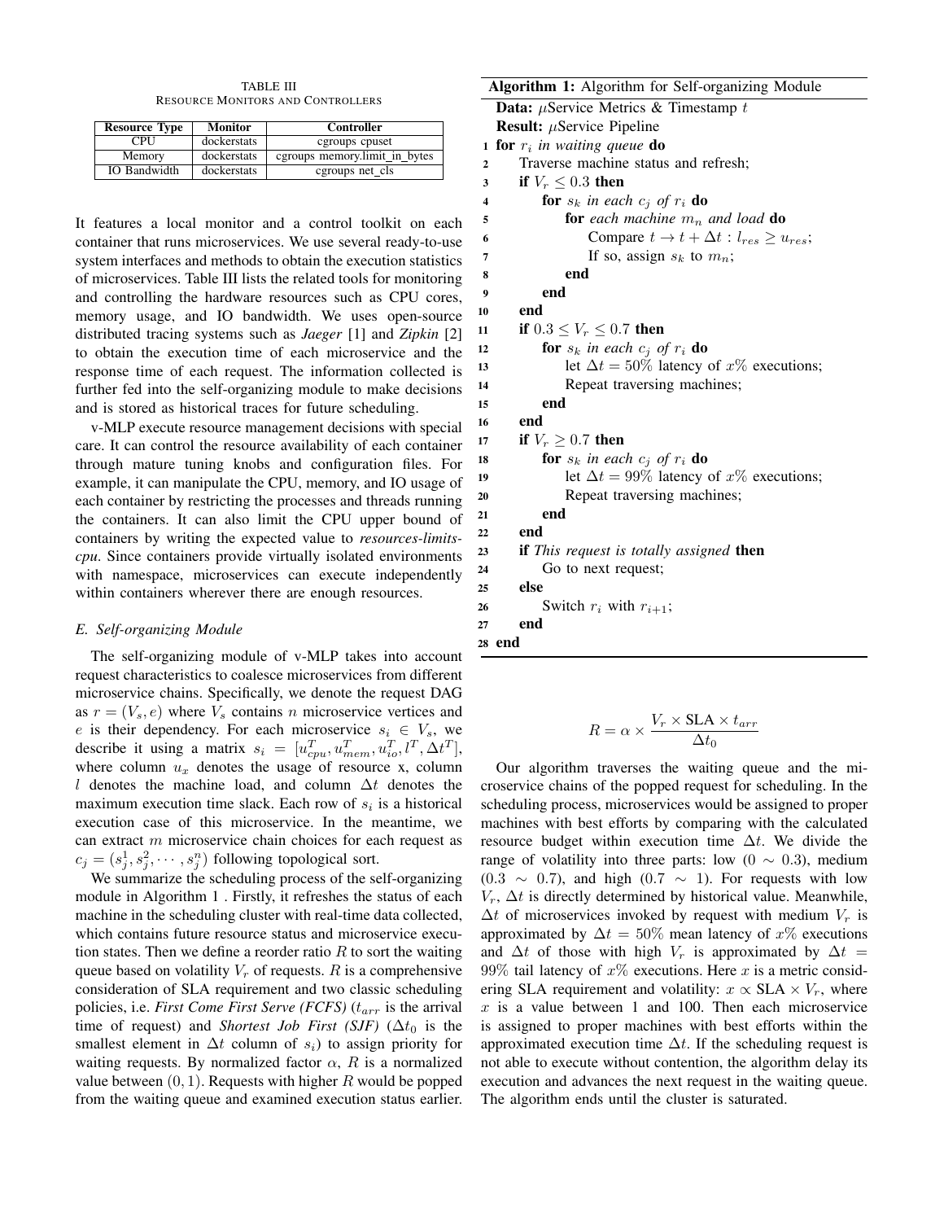TABLE III
RESOURCE MONITORS AND CONTROLLERS

| Resource Type | Monitor | Controller |
|---|---|---|
| CPU | dockerstats | cgroups cpuset |
| Memory | dockerstats | cgroups memory.limit_in_bytes |
| IO Bandwidth | dockerstats | cgroups net_cls |

It features a local monitor and a control toolkit on each container that runs microservices. We use several ready-to-use system interfaces and methods to obtain the execution statistics of microservices. Table III lists the related tools for monitoring and controlling the hardware resources such as CPU cores, memory usage, and IO bandwidth. We uses open-source distributed tracing systems such as *Jaeger* [1] and *Zipkin* [2] to obtain the execution time of each microservice and the response time of each request. The information collected is further fed into the self-organizing module to make decisions and is stored as historical traces for future scheduling.

v-MLP execute resource management decisions with special care. It can control the resource availability of each container through mature tuning knobs and configuration files. For example, it can manipulate the CPU, memory, and IO usage of each container by restricting the processes and threads running the containers. It can also limit the CPU upper bound of containers by writing the expected value to *resources-limits-cpu*. Since containers provide virtually isolated environments with namespace, microservices can execute independently within containers wherever there are enough resources.

### *E. Self-organizing Module*

The self-organizing module of v-MLP takes into account request characteristics to coalesce microservices from different microservice chains. Specifically, we denote the request DAG as $r = (V_s, e)$ where $V_s$ contains $n$ microservice vertices and $e$ is their dependency. For each microservice $s_i \in V_s$, we describe it using a matrix $s_i = [u^T_{cpu}, u^T_{mem}, u^T_{io}, l^T, \Delta t^T]$, where column $u_x$ denotes the usage of resource x, column $l$ denotes the machine load, and column $\Delta t$ denotes the maximum execution time slack. Each row of $s_i$ is a historical execution case of this microservice. In the meantime, we can extract $m$ microservice chain choices for each request as $c_j = (s^1_j, s^2_j, \cdots, s^n_j)$ following topological sort.

We summarize the scheduling process of the self-organizing module in Algorithm 1 . Firstly, it refreshes the status of each machine in the scheduling cluster with real-time data collected, which contains future resource status and microservice execution states. Then we define a reorder ratio $R$ to sort the waiting queue based on volatility $V_r$ of requests. $R$ is a comprehensive consideration of SLA requirement and two classic scheduling policies, i.e. *First Come First Serve (FCFS)* ($t_{arr}$ is the arrival time of request) and *Shortest Job First (SJF)* ($\Delta t_0$ is the smallest element in $\Delta t$ column of $s_i$) to assign priority for waiting requests. By normalized factor $\alpha$, $R$ is a normalized value between $(0, 1)$. Requests with higher $R$ would be popped from the waiting queue and examined execution status earlier.

**Algorithm 1:** Algorithm for Self-organizing Module

```
Data: μService Metrics & Timestamp t
Result: μService Pipeline
1  for r_i in waiting queue do
2      Traverse machine status and refresh;
3      if V_r ≤ 0.3 then
4          for s_k in each c_j of r_i do
5              for each machine m_n and load do
6                  Compare t → t + Δt : l_res ≥ u_res;
7                  If so, assign s_k to m_n;
8              end
9          end
10     end
11     if 0.3 ≤ V_r ≤ 0.7 then
12         for s_k in each c_j of r_i do
13             let Δt = 50% latency of x% executions;
14             Repeat traversing machines;
15         end
16     end
17     if V_r ≥ 0.7 then
18         for s_k in each c_j of r_i do
19             let Δt = 99% latency of x% executions;
20             Repeat traversing machines;
21         end
22     end
23     if This request is totally assigned then
24         Go to next request;
25     else
26         Switch r_i with r_{i+1};
27     end
28 end
```

$$R = \alpha \times \frac{V_r \times \text{SLA} \times t_{arr}}{\Delta t_0}$$

Our algorithm traverses the waiting queue and the microservice chains of the popped request for scheduling. In the scheduling process, microservices would be assigned to proper machines with best efforts by comparing with the calculated resource budget within execution time $\Delta t$. We divide the range of volatility into three parts: low ($0 \sim 0.3$), medium ($0.3 \sim 0.7$), and high ($0.7 \sim 1$). For requests with low $V_r$, $\Delta t$ is directly determined by historical value. Meanwhile, $\Delta t$ of microservices invoked by request with medium $V_r$ is approximated by $\Delta t = 50\%$ mean latency of $x\%$ executions and $\Delta t$ of those with high $V_r$ is approximated by $\Delta t = 99\%$ tail latency of $x\%$ executions. Here $x$ is a metric considering SLA requirement and volatility: $x \propto \text{SLA} \times V_r$, where $x$ is a value between 1 and 100. Then each microservice is assigned to proper machines with best efforts within the approximated execution time $\Delta t$. If the scheduling request is not able to execute without contention, the algorithm delay its execution and advances the next request in the waiting queue. The algorithm ends until the cluster is saturated.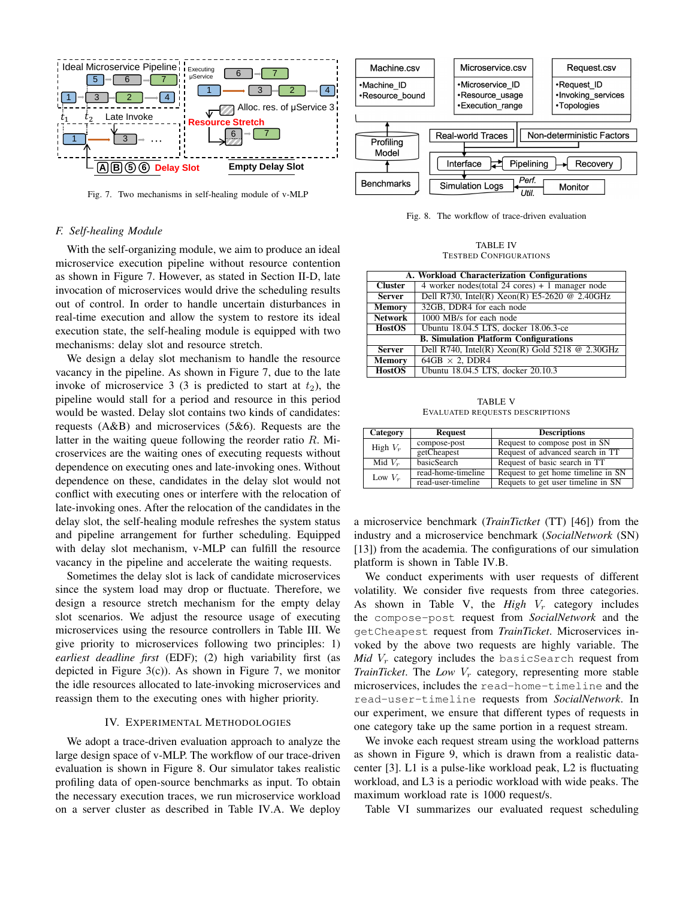Fig. 7. Two mechanisms in self-healing module of v-MLP

Fig. 8. The workflow of trace-driven evaluation

### F. Self-healing Module

With the self-organizing module, we aim to produce an ideal microservice execution pipeline without resource contention as shown in Figure 7. However, as stated in Section II-D, late invocation of microservices would drive the scheduling results out of control. In order to handle uncertain disturbances in real-time execution and allow the system to restore its ideal execution state, the self-healing module is equipped with two mechanisms: delay slot and resource stretch.

We design a delay slot mechanism to handle the resource vacancy in the pipeline. As shown in Figure 7, due to the late invoke of microservice 3 (3 is predicted to start at $t_2$), the pipeline would stall for a period and resource in this period would be wasted. Delay slot contains two kinds of candidates: requests (A&B) and microservices (5&6). Requests are the latter in the waiting queue following the reorder ratio $R$. Microservices are the waiting ones of executing requests without dependence on executing ones and late-invoking ones. Without dependence on these, candidates in the delay slot would not conflict with executing ones or interfere with the relocation of late-invoking ones. After the relocation of the candidates in the delay slot, the self-healing module refreshes the system status and pipeline arrangement for further scheduling. Equipped with delay slot mechanism, v-MLP can fulfill the resource vacancy in the pipeline and accelerate the waiting requests.

Sometimes the delay slot is lack of candidate microservices since the system load may drop or fluctuate. Therefore, we design a resource stretch mechanism for the empty delay slot scenarios. We adjust the resource usage of executing microservices using the resource controllers in Table III. We give priority to microservices following two principles: 1) *earliest deadline first* (EDF); (2) high variability first (as depicted in Figure 3(c)). As shown in Figure 7, we monitor the idle resources allocated to late-invoking microservices and reassign them to the executing ones with higher priority.

## IV. Experimental Methodologies

We adopt a trace-driven evaluation approach to analyze the large design space of v-MLP. The workflow of our trace-driven evaluation is shown in Figure 8. Our simulator takes realistic profiling data of open-source benchmarks as input. To obtain the necessary execution traces, we run microservice workload on a server cluster as described in Table IV.A. We deploy a microservice benchmark (*TrainTicket* (TT) [46]) from the industry and a microservice benchmark (*SocialNetwork* (SN) [13]) from the academia. The configurations of our simulation platform is shown in Table IV.B.

TABLE IV
Testbed Configurations

| A. Workload Characterization Configurations | |
|---|---|
| **Cluster** | 4 worker nodes(total 24 cores) + 1 manager node |
| **Server** | Dell R730, Intel(R) Xeon(R) E5-2620 @ 2.40GHz |
| **Memory** | 32GB, DDR4 for each node |
| **Network** | 1000 MB/s for each node |
| **HostOS** | Ubuntu 18.04.5 LTS, docker 18.06.3-ce |
| **B. Simulation Platform Configurations** | |
| **Server** | Dell R740, Intel(R) Xeon(R) Gold 5218 @ 2.30GHz |
| **Memory** | 64GB × 2, DDR4 |
| **HostOS** | Ubuntu 18.04.5 LTS, docker 20.10.3 |

TABLE V
Evaluated Requests Descriptions

| Category | Request | Descriptions |
|---|---|---|
| High $V_r$ | compose-post | Request to compose post in SN |
| | getCheapest | Request of advanced search in TT |
| Mid $V_r$ | basicSearch | Request of basic search in TT |
| Low $V_r$ | read-home-timeline | Request to get home timeline in SN |
| | read-user-timeline | Requets to get user timeline in SN |

We conduct experiments with user requests of different volatility. We consider five requests from three categories. As shown in Table V, the *High* $V_r$ category includes the `compose-post` request from *SocialNetwork* and the `getCheapest` request from *TrainTicket*. Microservices invoked by the above two requests are highly variable. The *Mid* $V_r$ category includes the `basicSearch` request from *TrainTicket*. The *Low* $V_r$ category, representing more stable microservices, includes the `read-home-timeline` and the `read-user-timeline` requests from *SocialNetwork*. In our experiment, we ensure that different types of requests in one category take up the same portion in a request stream.

We invoke each request stream using the workload patterns as shown in Figure 9, which is drawn from a realistic datacenter [3]. L1 is a pulse-like workload peak, L2 is fluctuating workload, and L3 is a periodic workload with wide peaks. The maximum workload rate is 1000 request/s.

Table VI summarizes our evaluated request scheduling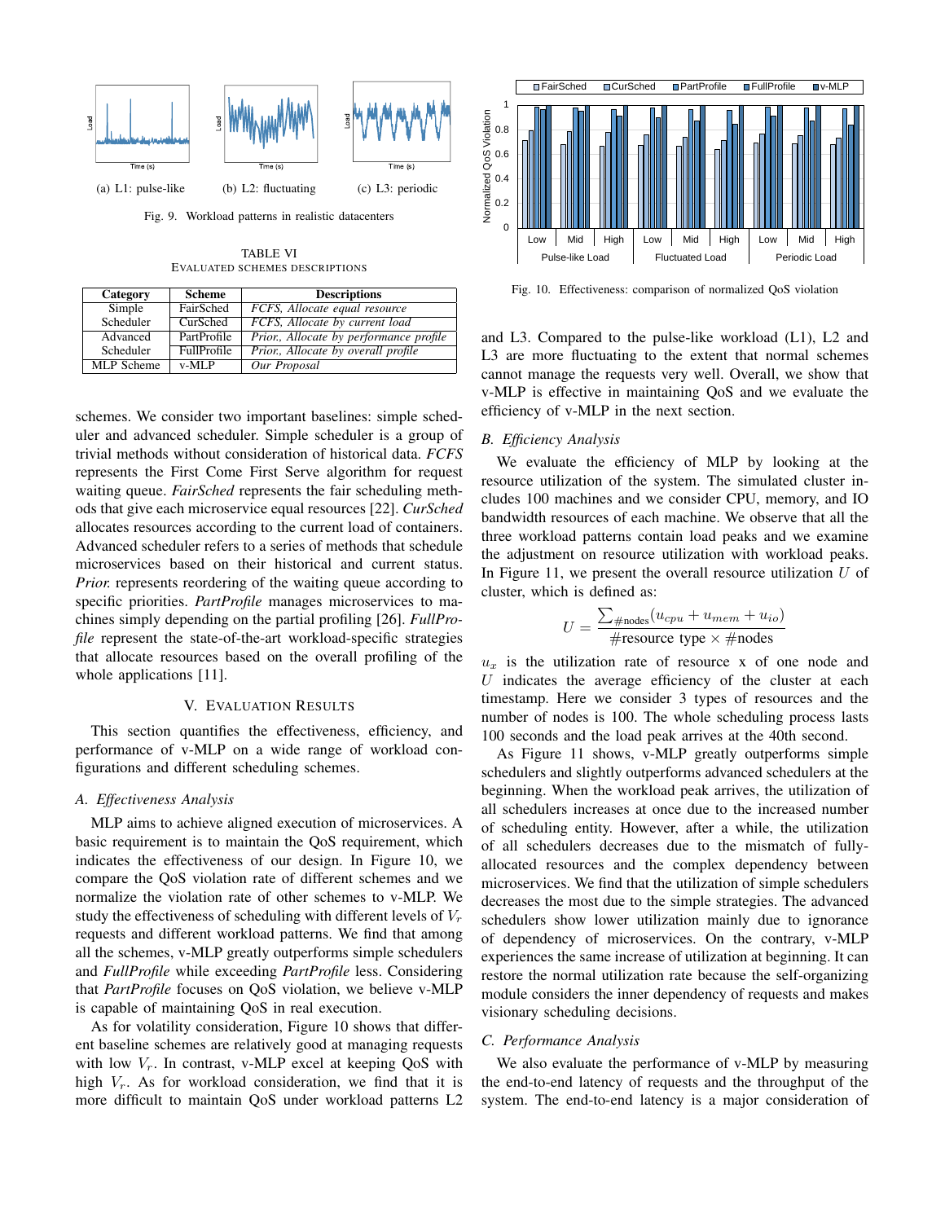(a) L1: pulse-like (b) L2: fluctuating (c) L3: periodic

Fig. 9. Workload patterns in realistic datacenters

TABLE VI
EVALUATED SCHEMES DESCRIPTIONS

| Category | Scheme | Descriptions |
|---|---|---|
| Simple Scheduler | FairSched | *FCFS, Allocate equal resource* |
| | CurSched | *FCFS, Allocate by current load* |
| Advanced Scheduler | PartProfile | *Prior., Allocate by performance profile* |
| | FullProfile | *Prior., Allocate by overall profile* |
| MLP Scheme | v-MLP | *Our Proposal* |

schemes. We consider two important baselines: simple scheduler and advanced scheduler. Simple scheduler is a group of trivial methods without consideration of historical data. *FCFS* represents the First Come First Serve algorithm for request waiting queue. *FairSched* represents the fair scheduling methods that give each microservice equal resources [22]. *CurSched* allocates resources according to the current load of containers. Advanced scheduler refers to a series of methods that schedule microservices based on their historical and current status. *Prior.* represents reordering of the waiting queue according to specific priorities. *PartProfile* manages microservices to machines simply depending on the partial profiling [26]. *FullProfile* represent the state-of-the-art workload-specific strategies that allocate resources based on the overall profiling of the whole applications [11].

## V. Evaluation Results

This section quantifies the effectiveness, efficiency, and performance of v-MLP on a wide range of workload configurations and different scheduling schemes.

### A. Effectiveness Analysis

MLP aims to achieve aligned execution of microservices. A basic requirement is to maintain the QoS requirement, which indicates the effectiveness of our design. In Figure 10, we compare the QoS violation rate of different schemes and we normalize the violation rate of other schemes to v-MLP. We study the effectiveness of scheduling with different levels of $V_r$ requests and different workload patterns. We find that among all the schemes, v-MLP greatly outperforms simple schedulers and *FullProfile* while exceeding *PartProfile* less. Considering that *PartProfile* focuses on QoS violation, we believe v-MLP is capable of maintaining QoS in real execution.

As for volatility consideration, Figure 10 shows that different baseline schemes are relatively good at managing requests with low $V_r$. In contrast, v-MLP excel at keeping QoS with high $V_r$. As for workload consideration, we find that it is more difficult to maintain QoS under workload patterns L2 and L3. Compared to the pulse-like workload (L1), L2 and L3 are more fluctuating to the extent that normal schemes cannot manage the requests very well. Overall, we show that v-MLP is effective in maintaining QoS and we evaluate the efficiency of v-MLP in the next section.

Fig. 10. Effectiveness: comparison of normalized QoS violation

### B. Efficiency Analysis

We evaluate the efficiency of MLP by looking at the resource utilization of the system. The simulated cluster includes 100 machines and we consider CPU, memory, and IO bandwidth resources of each machine. We observe that all the three workload patterns contain load peaks and we examine the adjustment on resource utilization with workload peaks. In Figure 11, we present the overall resource utilization $U$ of cluster, which is defined as:

$$U = \frac{\sum_{\#\text{nodes}}(u_{cpu} + u_{mem} + u_{io})}{\#\text{resource type} \times \#\text{nodes}}$$

$u_x$ is the utilization rate of resource x of one node and $U$ indicates the average efficiency of the cluster at each timestamp. Here we consider 3 types of resources and the number of nodes is 100. The whole scheduling process lasts 100 seconds and the load peak arrives at the 40th second.

As Figure 11 shows, v-MLP greatly outperforms simple schedulers and slightly outperforms advanced schedulers at the beginning. When the workload peak arrives, the utilization of all schedulers increases at once due to the increased number of scheduling entity. However, after a while, the utilization of all schedulers decreases due to the mismatch of fully-allocated resources and the complex dependency between microservices. We find that the utilization of simple schedulers decreases the most due to the simple strategies. The advanced schedulers show lower utilization mainly due to ignorance of dependency of microservices. On the contrary, v-MLP experiences the same increase of utilization at beginning. It can restore the normal utilization rate because the self-organizing module considers the inner dependency of requests and makes visionary scheduling decisions.

### C. Performance Analysis

We also evaluate the performance of v-MLP by measuring the end-to-end latency of requests and the throughput of the system. The end-to-end latency is a major consideration of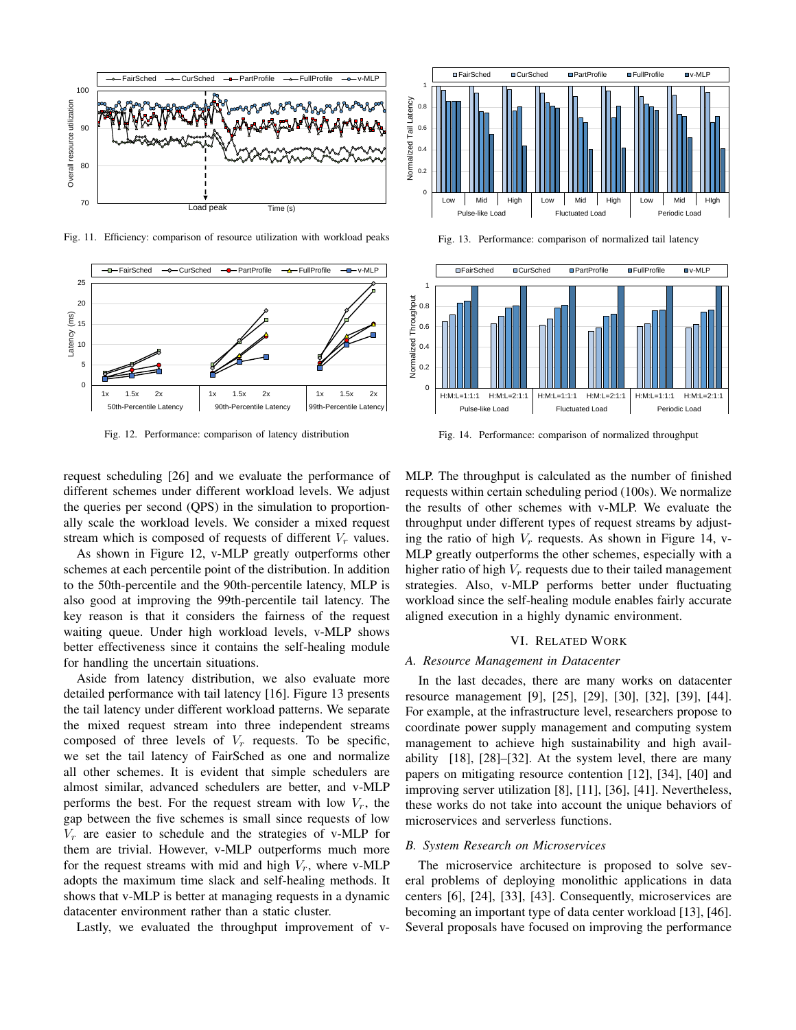Fig. 11. Efficiency: comparison of resource utilization with workload peaks

Fig. 12. Performance: comparison of latency distribution

Fig. 13. Performance: comparison of normalized tail latency

Fig. 14. Performance: comparison of normalized throughput

request scheduling [26] and we evaluate the performance of different schemes under different workload levels. We adjust the queries per second (QPS) in the simulation to proportionally scale the workload levels. We consider a mixed request stream which is composed of requests of different $V_r$ values.

As shown in Figure 12, v-MLP greatly outperforms other schemes at each percentile point of the distribution. In addition to the 50th-percentile and the 90th-percentile latency, MLP is also good at improving the 99th-percentile tail latency. The key reason is that it considers the fairness of the request waiting queue. Under high workload levels, v-MLP shows better effectiveness since it contains the self-healing module for handling the uncertain situations.

Aside from latency distribution, we also evaluate more detailed performance with tail latency [16]. Figure 13 presents the tail latency under different workload patterns. We separate the mixed request stream into three independent streams composed of three levels of $V_r$ requests. To be specific, we set the tail latency of FairSched as one and normalize all other schemes. It is evident that simple schedulers are almost similar, advanced schedulers are better, and v-MLP performs the best. For the request stream with low $V_r$, the gap between the five schemes is small since requests of low $V_r$ are easier to schedule and the strategies of v-MLP for them are trivial. However, v-MLP outperforms much more for the request streams with mid and high $V_r$, where v-MLP adopts the maximum time slack and self-healing methods. It shows that v-MLP is better at managing requests in a dynamic datacenter environment rather than a static cluster.

Lastly, we evaluated the throughput improvement of v-MLP. The throughput is calculated as the number of finished requests within certain scheduling period (100s). We normalize the results of other schemes with v-MLP. We evaluate the throughput under different types of request streams by adjusting the ratio of high $V_r$ requests. As shown in Figure 14, v-MLP greatly outperforms the other schemes, especially with a higher ratio of high $V_r$ requests due to their tailed management strategies. Also, v-MLP performs better under fluctuating workload since the self-healing module enables fairly accurate aligned execution in a highly dynamic environment.

## VI. Related Work

### A. Resource Management in Datacenter

In the last decades, there are many works on datacenter resource management [9], [25], [29], [30], [32], [39], [44]. For example, at the infrastructure level, researchers propose to coordinate power supply management and computing system management to achieve high sustainability and high availability [18], [28]–[32]. At the system level, there are many papers on mitigating resource contention [12], [34], [40] and improving server utilization [8], [11], [36], [41]. Nevertheless, these works do not take into account the unique behaviors of microservices and serverless functions.

### B. System Research on Microservices

The microservice architecture is proposed to solve several problems of deploying monolithic applications in data centers [6], [24], [33], [43]. Consequently, microservices are becoming an important type of data center workload [13], [46]. Several proposals have focused on improving the performance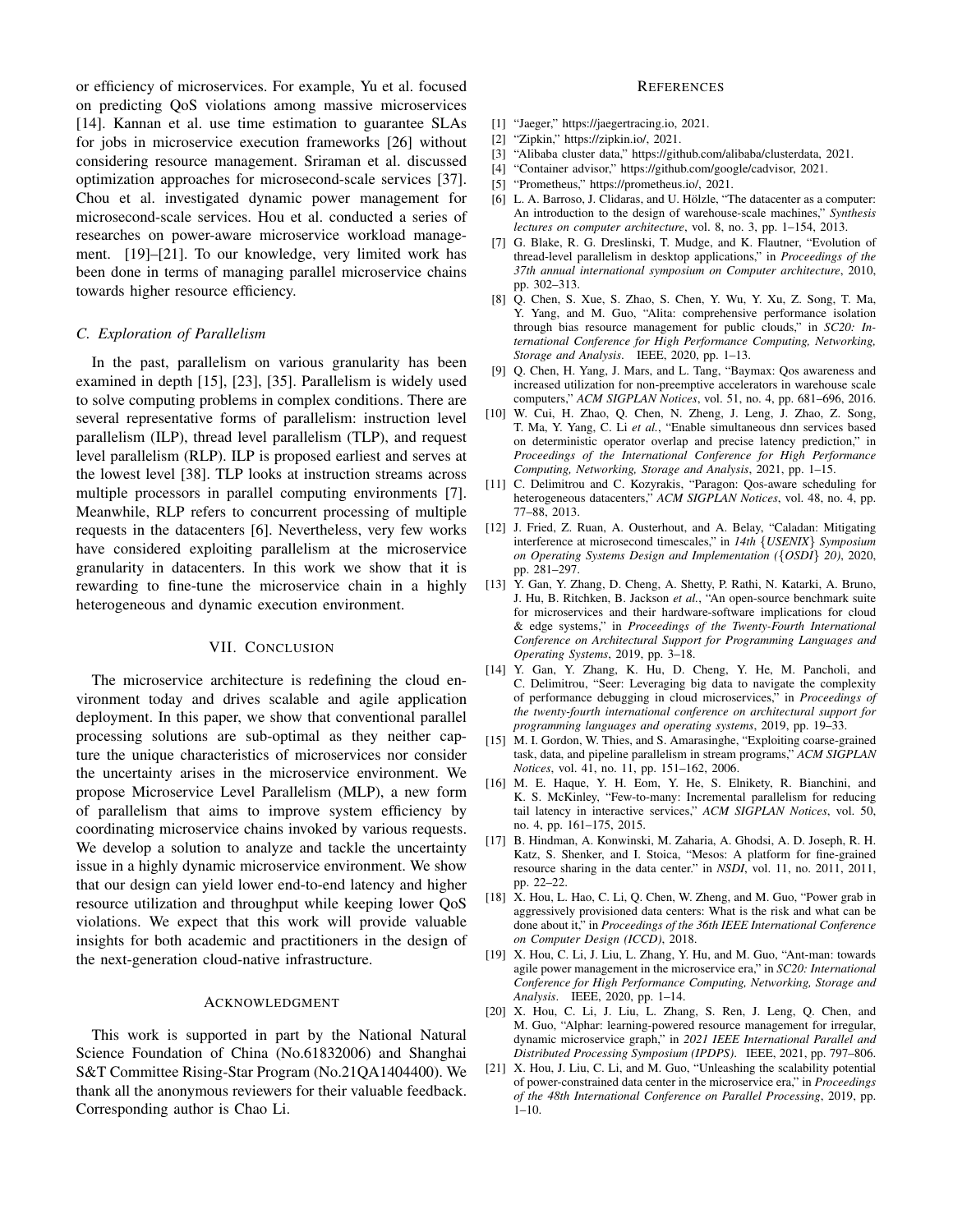or efficiency of microservices. For example, Yu et al. focused on predicting QoS violations among massive microservices [14]. Kannan et al. use time estimation to guarantee SLAs for jobs in microservice execution frameworks [26] without considering resource management. Sriraman et al. discussed optimization approaches for microsecond-scale services [37]. Chou et al. investigated dynamic power management for microsecond-scale services. Hou et al. conducted a series of researches on power-aware microservice workload management. [19]–[21]. To our knowledge, very limited work has been done in terms of managing parallel microservice chains towards higher resource efficiency.

### C. Exploration of Parallelism

In the past, parallelism on various granularity has been examined in depth [15], [23], [35]. Parallelism is widely used to solve computing problems in complex conditions. There are several representative forms of parallelism: instruction level parallelism (ILP), thread level parallelism (TLP), and request level parallelism (RLP). ILP is proposed earliest and serves at the lowest level [38]. TLP looks at instruction streams across multiple processors in parallel computing environments [7]. Meanwhile, RLP refers to concurrent processing of multiple requests in the datacenters [6]. Nevertheless, very few works have considered exploiting parallelism at the microservice granularity in datacenters. In this work we show that it is rewarding to fine-tune the microservice chain in a highly heterogeneous and dynamic execution environment.

## VII. Conclusion

The microservice architecture is redefining the cloud environment today and drives scalable and agile application deployment. In this paper, we show that conventional parallel processing solutions are sub-optimal as they neither capture the unique characteristics of microservices nor consider the uncertainty arises in the microservice environment. We propose Microservice Level Parallelism (MLP), a new form of parallelism that aims to improve system efficiency by coordinating microservice chains invoked by various requests. We develop a solution to analyze and tackle the uncertainty issue in a highly dynamic microservice environment. We show that our design can yield lower end-to-end latency and higher resource utilization and throughput while keeping lower QoS violations. We expect that this work will provide valuable insights for both academic and practitioners in the design of the next-generation cloud-native infrastructure.

## Acknowledgment

This work is supported in part by the National Natural Science Foundation of China (No.61832006) and Shanghai S&T Committee Rising-Star Program (No.21QA1404400). We thank all the anonymous reviewers for their valuable feedback. Corresponding author is Chao Li.

## References

[1] "Jaeger," https://jaegertracing.io, 2021.

[2] "Zipkin," https://zipkin.io/, 2021.

[3] "Alibaba cluster data," https://github.com/alibaba/clusterdata, 2021.

[4] "Container advisor," https://github.com/google/cadvisor, 2021.

[5] "Prometheus," https://prometheus.io/, 2021.

[6] L. A. Barroso, J. Clidaras, and U. Hölzle, "The datacenter as a computer: An introduction to the design of warehouse-scale machines," *Synthesis lectures on computer architecture*, vol. 8, no. 3, pp. 1–154, 2013.

[7] G. Blake, R. G. Dreslinski, T. Mudge, and K. Flautner, "Evolution of thread-level parallelism in desktop applications," in *Proceedings of the 37th annual international symposium on Computer architecture*, 2010, pp. 302–313.

[8] Q. Chen, S. Xue, S. Zhao, S. Chen, Y. Wu, Y. Xu, Z. Song, T. Ma, Y. Yang, and M. Guo, "Alita: comprehensive performance isolation through bias resource management for public clouds," in *SC20: International Conference for High Performance Computing, Networking, Storage and Analysis*. IEEE, 2020, pp. 1–13.

[9] Q. Chen, H. Yang, J. Mars, and L. Tang, "Baymax: Qos awareness and increased utilization for non-preemptive accelerators in warehouse scale computers," *ACM SIGPLAN Notices*, vol. 51, no. 4, pp. 681–696, 2016.

[10] W. Cui, H. Zhao, Q. Chen, N. Zheng, J. Leng, J. Zhao, Z. Song, T. Ma, Y. Yang, C. Li *et al.*, "Enable simultaneous dnn services based on deterministic operator overlap and precise latency prediction," in *Proceedings of the International Conference for High Performance Computing, Networking, Storage and Analysis*, 2021, pp. 1–15.

[11] C. Delimitrou and C. Kozyrakis, "Paragon: Qos-aware scheduling for heterogeneous datacenters," *ACM SIGPLAN Notices*, vol. 48, no. 4, pp. 77–88, 2013.

[12] J. Fried, Z. Ruan, A. Ousterhout, and A. Belay, "Caladan: Mitigating interference at microsecond timescales," in *14th {USENIX} Symposium on Operating Systems Design and Implementation ({OSDI} 20)*, 2020, pp. 281–297.

[13] Y. Gan, Y. Zhang, D. Cheng, A. Shetty, P. Rathi, N. Katarki, A. Bruno, J. Hu, B. Ritchken, B. Jackson *et al.*, "An open-source benchmark suite for microservices and their hardware-software implications for cloud & edge systems," in *Proceedings of the Twenty-Fourth International Conference on Architectural Support for Programming Languages and Operating Systems*, 2019, pp. 3–18.

[14] Y. Gan, Y. Zhang, K. Hu, D. Cheng, Y. He, M. Pancholi, and C. Delimitrou, "Seer: Leveraging big data to navigate the complexity of performance debugging in cloud microservices," in *Proceedings of the twenty-fourth international conference on architectural support for programming languages and operating systems*, 2019, pp. 19–33.

[15] M. I. Gordon, W. Thies, and S. Amarasinghe, "Exploiting coarse-grained task, data, and pipeline parallelism in stream programs," *ACM SIGPLAN Notices*, vol. 41, no. 11, pp. 151–162, 2006.

[16] M. E. Haque, Y. H. Eom, Y. He, S. Elnikety, R. Bianchini, and K. S. McKinley, "Few-to-many: Incremental parallelism for reducing tail latency in interactive services," *ACM SIGPLAN Notices*, vol. 50, no. 4, pp. 161–175, 2015.

[17] B. Hindman, A. Konwinski, M. Zaharia, A. Ghodsi, A. D. Joseph, R. H. Katz, S. Shenker, and I. Stoica, "Mesos: A platform for fine-grained resource sharing in the data center." in *NSDI*, vol. 11, no. 2011, 2011, pp. 22–22.

[18] X. Hou, L. Hao, C. Li, Q. Chen, W. Zheng, and M. Guo, "Power grab in aggressively provisioned data centers: What is the risk and what can be done about it," in *Proceedings of the 36th IEEE International Conference on Computer Design (ICCD)*, 2018.

[19] X. Hou, C. Li, J. Liu, L. Zhang, Y. Hu, and M. Guo, "Ant-man: towards agile power management in the microservice era," in *SC20: International Conference for High Performance Computing, Networking, Storage and Analysis*. IEEE, 2020, pp. 1–14.

[20] X. Hou, C. Li, J. Liu, L. Zhang, S. Ren, J. Leng, Q. Chen, and M. Guo, "Alphar: learning-powered resource management for irregular, dynamic microservice graph," in *2021 IEEE International Parallel and Distributed Processing Symposium (IPDPS)*. IEEE, 2021, pp. 797–806.

[21] X. Hou, J. Liu, C. Li, and M. Guo, "Unleashing the scalability potential of power-constrained data center in the microservice era," in *Proceedings of the 48th International Conference on Parallel Processing*, 2019, pp. 1–10.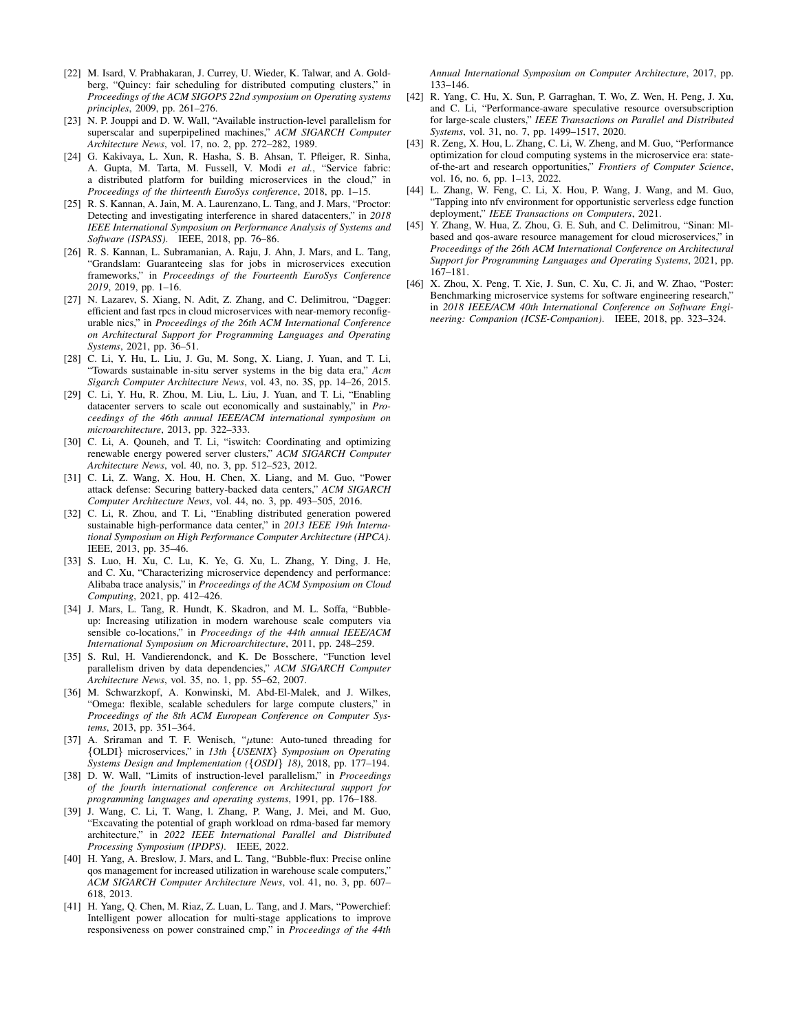[22] M. Isard, V. Prabhakaran, J. Currey, U. Wieder, K. Talwar, and A. Goldberg, "Quincy: fair scheduling for distributed computing clusters," in *Proceedings of the ACM SIGOPS 22nd symposium on Operating systems principles*, 2009, pp. 261–276.

[23] N. P. Jouppi and D. W. Wall, "Available instruction-level parallelism for superscalar and superpipelined machines," *ACM SIGARCH Computer Architecture News*, vol. 17, no. 2, pp. 272–282, 1989.

[24] G. Kakivaya, L. Xun, R. Hasha, S. B. Ahsan, T. Pfleiger, R. Sinha, A. Gupta, M. Tarta, M. Fussell, V. Modi *et al.*, "Service fabric: a distributed platform for building microservices in the cloud," in *Proceedings of the thirteenth EuroSys conference*, 2018, pp. 1–15.

[25] R. S. Kannan, A. Jain, M. A. Laurenzano, L. Tang, and J. Mars, "Proctor: Detecting and investigating interference in shared datacenters," in *2018 IEEE International Symposium on Performance Analysis of Systems and Software (ISPASS)*. IEEE, 2018, pp. 76–86.

[26] R. S. Kannan, L. Subramanian, A. Raju, J. Ahn, J. Mars, and L. Tang, "Grandslam: Guaranteeing slas for jobs in microservices execution frameworks," in *Proceedings of the Fourteenth EuroSys Conference 2019*, 2019, pp. 1–16.

[27] N. Lazarev, S. Xiang, N. Adit, Z. Zhang, and C. Delimitrou, "Dagger: efficient and fast rpcs in cloud microservices with near-memory reconfigurable nics," in *Proceedings of the 26th ACM International Conference on Architectural Support for Programming Languages and Operating Systems*, 2021, pp. 36–51.

[28] C. Li, Y. Hu, L. Liu, J. Gu, M. Song, X. Liang, J. Yuan, and T. Li, "Towards sustainable in-situ server systems in the big data era," *Acm Sigarch Computer Architecture News*, vol. 43, no. 3S, pp. 14–26, 2015.

[29] C. Li, Y. Hu, R. Zhou, M. Liu, L. Liu, J. Yuan, and T. Li, "Enabling datacenter servers to scale out economically and sustainably," in *Proceedings of the 46th annual IEEE/ACM international symposium on microarchitecture*, 2013, pp. 322–333.

[30] C. Li, A. Qouneh, and T. Li, "iswitch: Coordinating and optimizing renewable energy powered server clusters," *ACM SIGARCH Computer Architecture News*, vol. 40, no. 3, pp. 512–523, 2012.

[31] C. Li, Z. Wang, X. Hou, H. Chen, X. Liang, and M. Guo, "Power attack defense: Securing battery-backed data centers," *ACM SIGARCH Computer Architecture News*, vol. 44, no. 3, pp. 493–505, 2016.

[32] C. Li, R. Zhou, and T. Li, "Enabling distributed generation powered sustainable high-performance data center," in *2013 IEEE 19th International Symposium on High Performance Computer Architecture (HPCA)*. IEEE, 2013, pp. 35–46.

[33] S. Luo, H. Xu, C. Lu, K. Ye, G. Xu, L. Zhang, Y. Ding, J. He, and C. Xu, "Characterizing microservice dependency and performance: Alibaba trace analysis," in *Proceedings of the ACM Symposium on Cloud Computing*, 2021, pp. 412–426.

[34] J. Mars, L. Tang, R. Hundt, K. Skadron, and M. L. Soffa, "Bubble-up: Increasing utilization in modern warehouse scale computers via sensible co-locations," in *Proceedings of the 44th annual IEEE/ACM International Symposium on Microarchitecture*, 2011, pp. 248–259.

[35] S. Rul, H. Vandierendonck, and K. De Bosschere, "Function level parallelism driven by data dependencies," *ACM SIGARCH Computer Architecture News*, vol. 35, no. 1, pp. 55–62, 2007.

[36] M. Schwarzkopf, A. Konwinski, M. Abd-El-Malek, and J. Wilkes, "Omega: flexible, scalable schedulers for large compute clusters," in *Proceedings of the 8th ACM European Conference on Computer Systems*, 2013, pp. 351–364.

[37] A. Sriraman and T. F. Wenisch, "$\mu$tune: Auto-tuned threading for {OLDI} microservices," in *13th {USENIX} Symposium on Operating Systems Design and Implementation ({OSDI} 18)*, 2018, pp. 177–194.

[38] D. W. Wall, "Limits of instruction-level parallelism," in *Proceedings of the fourth international conference on Architectural support for programming languages and operating systems*, 1991, pp. 176–188.

[39] J. Wang, C. Li, T. Wang, l. Zhang, P. Wang, J. Mei, and M. Guo, "Excavating the potential of graph workload on rdma-based far memory architecture," in *2022 IEEE International Parallel and Distributed Processing Symposium (IPDPS)*. IEEE, 2022.

[40] H. Yang, A. Breslow, J. Mars, and L. Tang, "Bubble-flux: Precise online qos management for increased utilization in warehouse scale computers," *ACM SIGARCH Computer Architecture News*, vol. 41, no. 3, pp. 607–618, 2013.

[41] H. Yang, Q. Chen, M. Riaz, Z. Luan, L. Tang, and J. Mars, "Powerchief: Intelligent power allocation for multi-stage applications to improve responsiveness on power constrained cmp," in *Proceedings of the 44th Annual International Symposium on Computer Architecture*, 2017, pp. 133–146.

[42] R. Yang, C. Hu, X. Sun, P. Garraghan, T. Wo, Z. Wen, H. Peng, J. Xu, and C. Li, "Performance-aware speculative resource oversubscription for large-scale clusters," *IEEE Transactions on Parallel and Distributed Systems*, vol. 31, no. 7, pp. 1499–1517, 2020.

[43] R. Zeng, X. Hou, L. Zhang, C. Li, W. Zheng, and M. Guo, "Performance optimization for cloud computing systems in the microservice era: state-of-the-art and research opportunities," *Frontiers of Computer Science*, vol. 16, no. 6, pp. 1–13, 2022.

[44] L. Zhang, W. Feng, C. Li, X. Hou, P. Wang, J. Wang, and M. Guo, "Tapping into nfv environment for opportunistic serverless edge function deployment," *IEEE Transactions on Computers*, 2021.

[45] Y. Zhang, W. Hua, Z. Zhou, G. E. Suh, and C. Delimitrou, "Sinan: Ml-based and qos-aware resource management for cloud microservices," in *Proceedings of the 26th ACM International Conference on Architectural Support for Programming Languages and Operating Systems*, 2021, pp. 167–181.

[46] X. Zhou, X. Peng, T. Xie, J. Sun, C. Xu, C. Ji, and W. Zhao, "Poster: Benchmarking microservice systems for software engineering research," in *2018 IEEE/ACM 40th International Conference on Software Engineering: Companion (ICSE-Companion)*. IEEE, 2018, pp. 323–324.